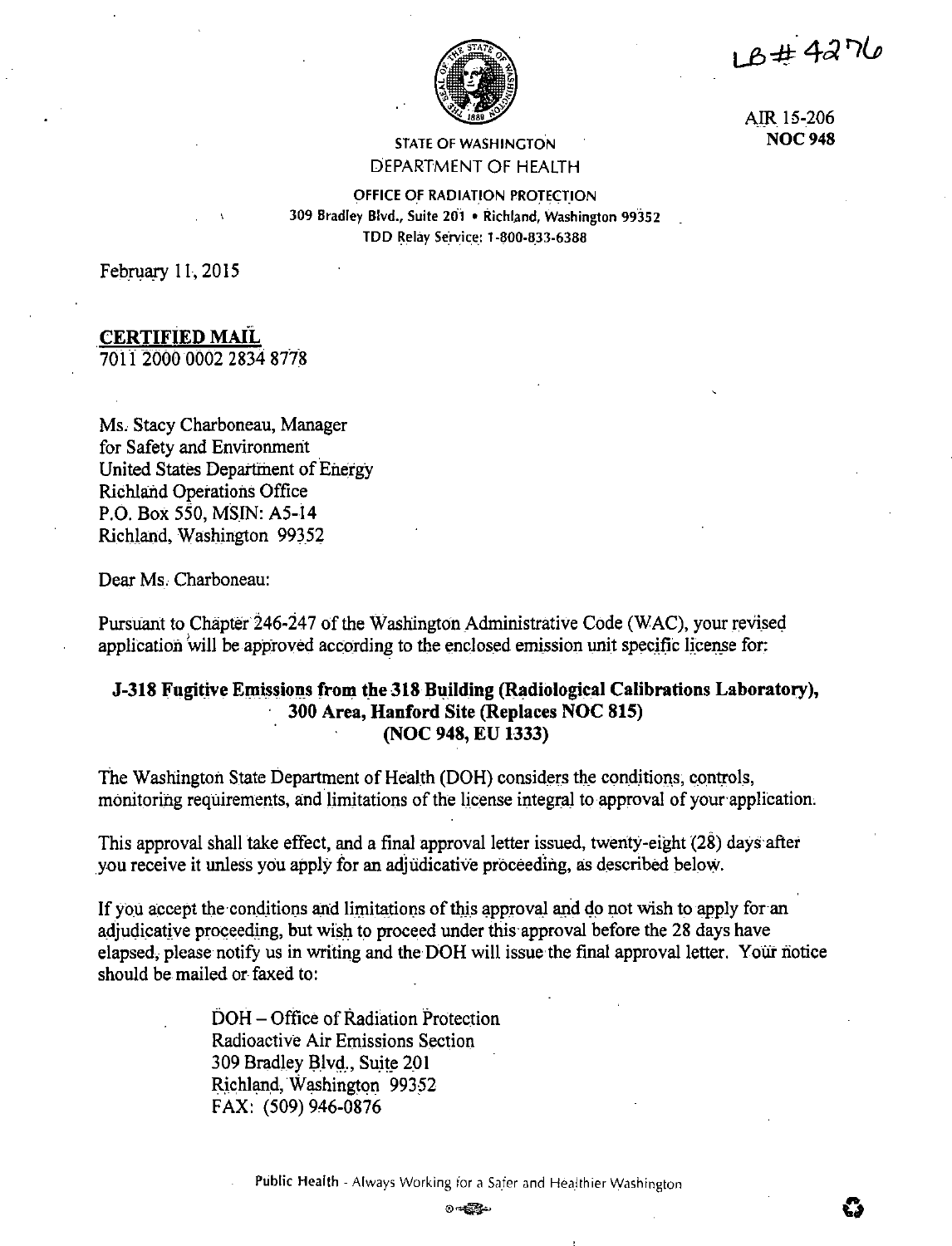LB# 4276

AIR 15-206
**NOC 948**

STATE OF WASHINGTON
DEPARTMENT OF HEALTH

OFFICE OF RADIATION PROTECTION
309 Bradley Blvd., Suite 201 • Richland, Washington 99352
TDD Relay Service: 1-800-833-6388

February 11, 2015

**CERTIFIED MAIL**
7011 2000 0002 2834 8778

Ms. Stacy Charboneau, Manager
for Safety and Environment
United States Department of Energy
Richland Operations Office
P.O. Box 550, MSIN: A5-14
Richland, Washington 99352

Dear Ms. Charboneau:

Pursuant to Chapter 246-247 of the Washington Administrative Code (WAC), your revised application will be approved according to the enclosed emission unit specific license for:

**J-318 Fugitive Emissions from the 318 Building (Radiological Calibrations Laboratory), 300 Area, Hanford Site (Replaces NOC 815) (NOC 948, EU 1333)**

The Washington State Department of Health (DOH) considers the conditions, controls, monitoring requirements, and limitations of the license integral to approval of your application.

This approval shall take effect, and a final approval letter issued, twenty-eight (28) days after you receive it unless you apply for an adjudicative proceeding, as described below.

If you accept the conditions and limitations of this approval and do not wish to apply for an adjudicative proceeding, but wish to proceed under this approval before the 28 days have elapsed, please notify us in writing and the DOH will issue the final approval letter. Your notice should be mailed or faxed to:

DOH – Office of Radiation Protection
Radioactive Air Emissions Section
309 Bradley Blvd., Suite 201
Richland, Washington 99352
FAX: (509) 946-0876

Public Health - Always Working for a Safer and Healthier Washington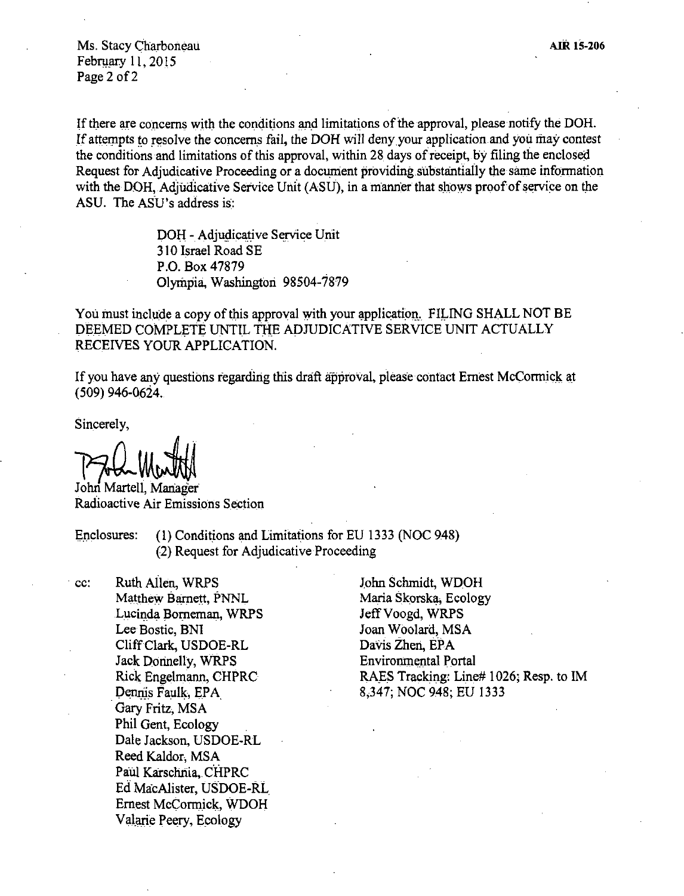If there are concerns with the conditions and limitations of the approval, please notify the DOH. If attempts to resolve the concerns fail, the DOH will deny your application and you may contest the conditions and limitations of this approval, within 28 days of receipt, by filing the enclosed Request for Adjudicative Proceeding or a document providing substantially the same information with the DOH, Adjudicative Service Unit (ASU), in a manner that shows proof of service on the ASU. The ASU's address is:

> DOH - Adjudicative Service Unit
> 310 Israel Road SE
> P.O. Box 47879
> Olympia, Washington 98504-7879

You must include a copy of this approval with your application. FILING SHALL NOT BE DEEMED COMPLETE UNTIL THE ADJUDICATIVE SERVICE UNIT ACTUALLY RECEIVES YOUR APPLICATION.

If you have any questions regarding this draft approval, please contact Ernest McCormick at (509) 946-0624.

Sincerely,

John Martell, Manager
Radioactive Air Emissions Section

Enclosures:
(1) Conditions and Limitations for EU 1333 (NOC 948)
(2) Request for Adjudicative Proceeding

cc:
Ruth Allen, WRPS
Matthew Barnett, PNNL
Lucinda Borneman, WRPS
Lee Bostic, BNI
Cliff Clark, USDOE-RL
Jack Donnelly, WRPS
Rick Engelmann, CHPRC
Dennis Faulk, EPA
Gary Fritz, MSA
Phil Gent, Ecology
Dale Jackson, USDOE-RL
Reed Kaldor, MSA
Paul Karschnia, CHPRC
Ed MacAlister, USDOE-RL
Ernest McCormick, WDOH
Valarie Peery, Ecology
John Schmidt, WDOH
Maria Skorska, Ecology
Jeff Voogd, WRPS
Joan Woolard, MSA
Davis Zhen, EPA
Environmental Portal
RAES Tracking: Line# 1026; Resp. to IM 8,347; NOC 948; EU 1333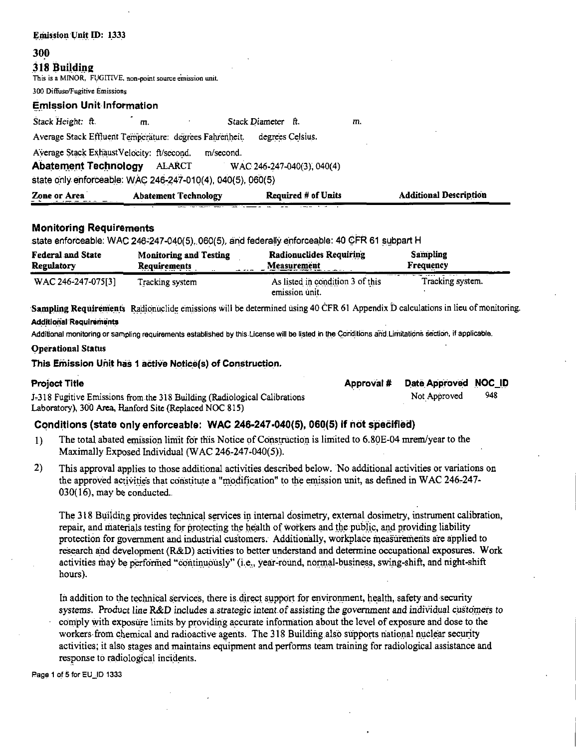**Emission Unit ID: 1333**

# 300

## 318 Building

This is a MINOR, FUGITIVE, non-point source emission unit.

300 Diffuse/Fugitive Emissions

### Emission Unit Information

Stack Height: ft. m. Stack Diameter ft. m.

Average Stack Effluent Temperature: degrees Fahrenheit. degrees Celsius.

Average Stack ExhaustVelocity: ft/second. m/second.

**Abatement Technology** ALARCT WAC 246-247-040(3), 040(4)

state only enforceable: WAC 246-247-010(4), 040(5), 060(5)

| Zone or Area | Abatement Technology | Required # of Units | Additional Description |
|---|---|---|---|

### Monitoring Requirements

state enforceable: WAC 246-247-040(5), 060(5), and federally enforceable: 40 CFR 61 subpart H

| Federal and State Regulatory | Monitoring and Testing Requirements | Radionuclides Requiring Measurement | Sampling Frequency |
|---|---|---|---|
| WAC 246-247-075[3] | Tracking system | As listed in condition 3 of this emission unit. | Tracking system. |

**Sampling Requirements** Radionuclide emissions will be determined using 40 CFR 61 Appendix D calculations in lieu of monitoring.

**Additional Requirements**

Additional monitoring or sampling requirements established by this License will be listed in the Conditions and Limitations section, if applicable.

**Operational Status**

**This Emission Unit has 1 active Notice(s) of Construction.**

| Project Title | Approval # | Date Approved | NOC_ID |
|---|---|---|---|
| J-318 Fugitive Emissions from the 318 Building (Radiological Calibrations Laboratory), 300 Area, Hanford Site (Replaced NOC 815) | | Not Approved | 948 |

### Conditions (state only enforceable: WAC 246-247-040(5), 060(5) if not specified)

1) The total abated emission limit for this Notice of Construction is limited to 6.80E-04 mrem/year to the Maximally Exposed Individual (WAC 246-247-040(5)).

2) This approval applies to those additional activities described below. No additional activities or variations on the approved activities that constitute a "modification" to the emission unit, as defined in WAC 246-247-030(16), may be conducted.

   The 318 Building provides technical services in internal dosimetry, external dosimetry, instrument calibration, repair, and materials testing for protecting the health of workers and the public, and providing liability protection for government and industrial customers. Additionally, workplace measurements are applied to research and development (R&D) activities to better understand and determine occupational exposures. Work activities may be performed "continuously" (i.e., year-round, normal-business, swing-shift, and night-shift hours).

   In addition to the technical services, there is direct support for environment, health, safety and security systems. *Product line R&D includes a strategic intent of assisting the government and individual customers to* comply with exposure limits by providing accurate information about the level of exposure and dose to the workers from chemical and radioactive agents. The 318 Building also supports national nuclear security activities; it also stages and maintains equipment and performs team training for radiological assistance and response to radiological incidents.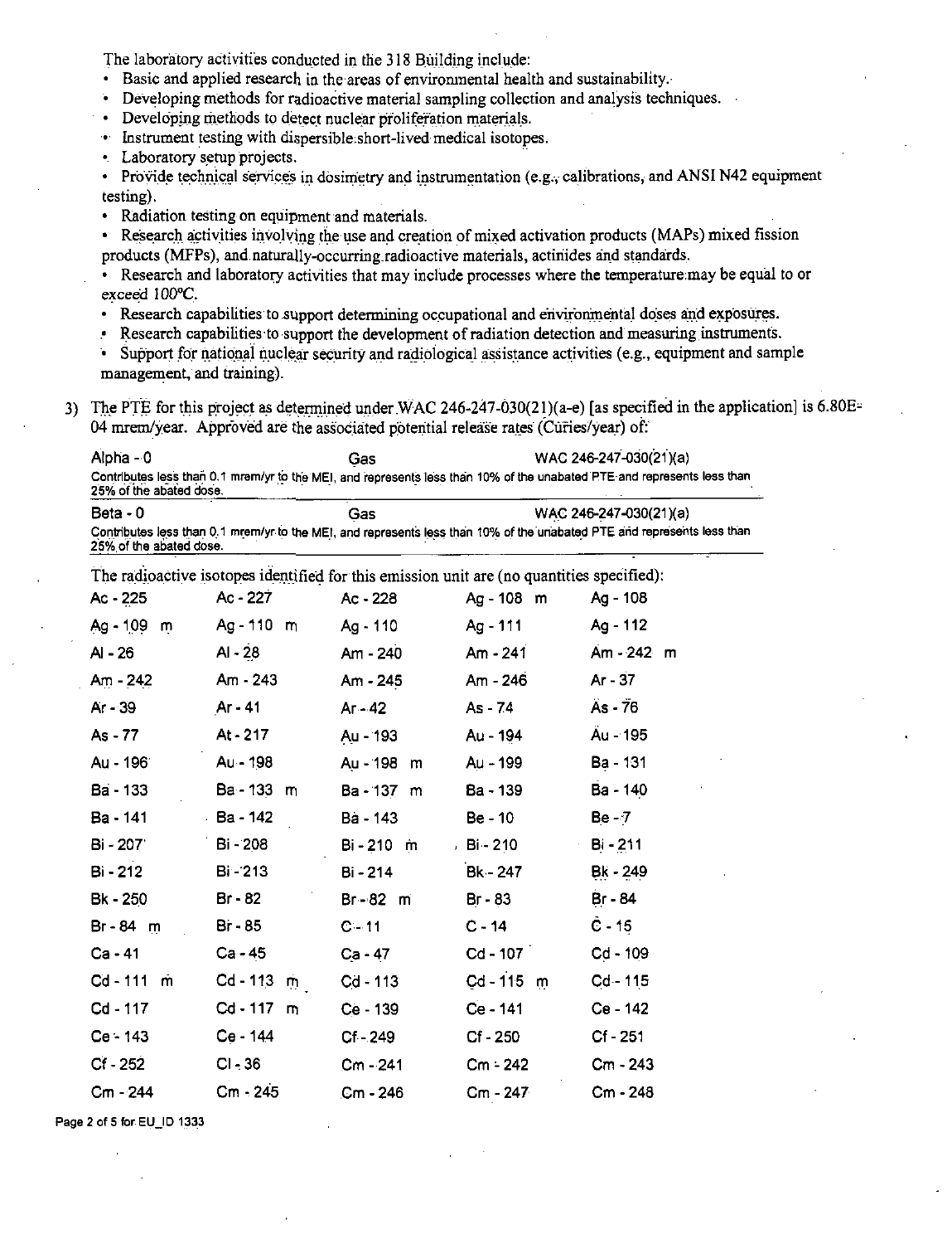The laboratory activities conducted in the 318 Building include:

- Basic and applied research in the areas of environmental health and sustainability.
- Developing methods for radioactive material sampling collection and analysis techniques.
- Developing methods to detect nuclear proliferation materials.
- Instrument testing with dispersible short-lived medical isotopes.
- Laboratory setup projects.
- Provide technical services in dosimetry and instrumentation (e.g., calibrations, and ANSI N42 equipment testing).
- Radiation testing on equipment and materials.
- Research activities involving the use and creation of mixed activation products (MAPs) mixed fission products (MFPs), and naturally-occurring radioactive materials, actinides and standards.
- Research and laboratory activities that may include processes where the temperature may be equal to or exceed 100°C.
- Research capabilities to support determining occupational and environmental doses and exposures.
- Research capabilities to support the development of radiation detection and measuring instruments.
- Support for national nuclear security and radiological assistance activities (e.g., equipment and sample management, and training).

3) The PTE for this project as determined under WAC 246-247-030(21)(a-e) [as specified in the application] is 6.80E-04 mrem/year. Approved are the associated potential release rates (Curies/year) of:

| Alpha - 0 | Gas | WAC 246-247-030(21)(a) |
|---|---|---|
| Contributes less than 0.1 mrem/yr to the MEI, and represents less than 10% of the unabated PTE and represents less than 25% of the abated dose. | | |
| Beta - 0 | Gas | WAC 246-247-030(21)(a) |
| Contributes less than 0.1 mrem/yr to the MEI, and represents less than 10% of the unabated PTE and represents less than 25% of the abated dose. | | |

The radioactive isotopes identified for this emission unit are (no quantities specified):

| | | | | |
|---|---|---|---|---|
| Ac - 225 | Ac - 227 | Ac - 228 | Ag - 108 m | Ag - 108 |
| Ag - 109 m | Ag - 110 m | Ag - 110 | Ag - 111 | Ag - 112 |
| Al - 26 | Al - 28 | Am - 240 | Am - 241 | Am - 242 m |
| Am - 242 | Am - 243 | Am - 245 | Am - 246 | Ar - 37 |
| Ar - 39 | Ar - 41 | Ar - 42 | As - 74 | As - 76 |
| As - 77 | At - 217 | Au - 193 | Au - 194 | Au - 195 |
| Au - 196 | Au - 198 | Au - 198 m | Au - 199 | Ba - 131 |
| Ba - 133 | Ba - 133 m | Ba - 137 m | Ba - 139 | Ba - 140 |
| Ba - 141 | Ba - 142 | Ba - 143 | Be - 10 | Be - 7 |
| Bi - 207 | Bi - 208 | Bi - 210 m | Bi - 210 | Bi - 211 |
| Bi - 212 | Bi - 213 | Bi - 214 | Bk - 247 | Bk - 249 |
| Bk - 250 | Br - 82 | Br - 82 m | Br - 83 | Br - 84 |
| Br - 84 m | Br - 85 | C - 11 | C - 14 | C - 15 |
| Ca - 41 | Ca - 45 | Ca - 47 | Cd - 107 | Cd - 109 |
| Cd - 111 m | Cd - 113 m | Cd - 113 | Cd - 115 m | Cd - 115 |
| Cd - 117 | Cd - 117 m | Ce - 139 | Ce - 141 | Ce - 142 |
| Ce - 143 | Ce - 144 | Cf - 249 | Cf - 250 | Cf - 251 |
| Cf - 252 | Cl - 36 | Cm - 241 | Cm - 242 | Cm - 243 |
| Cm - 244 | Cm - 245 | Cm - 246 | Cm - 247 | Cm - 248 |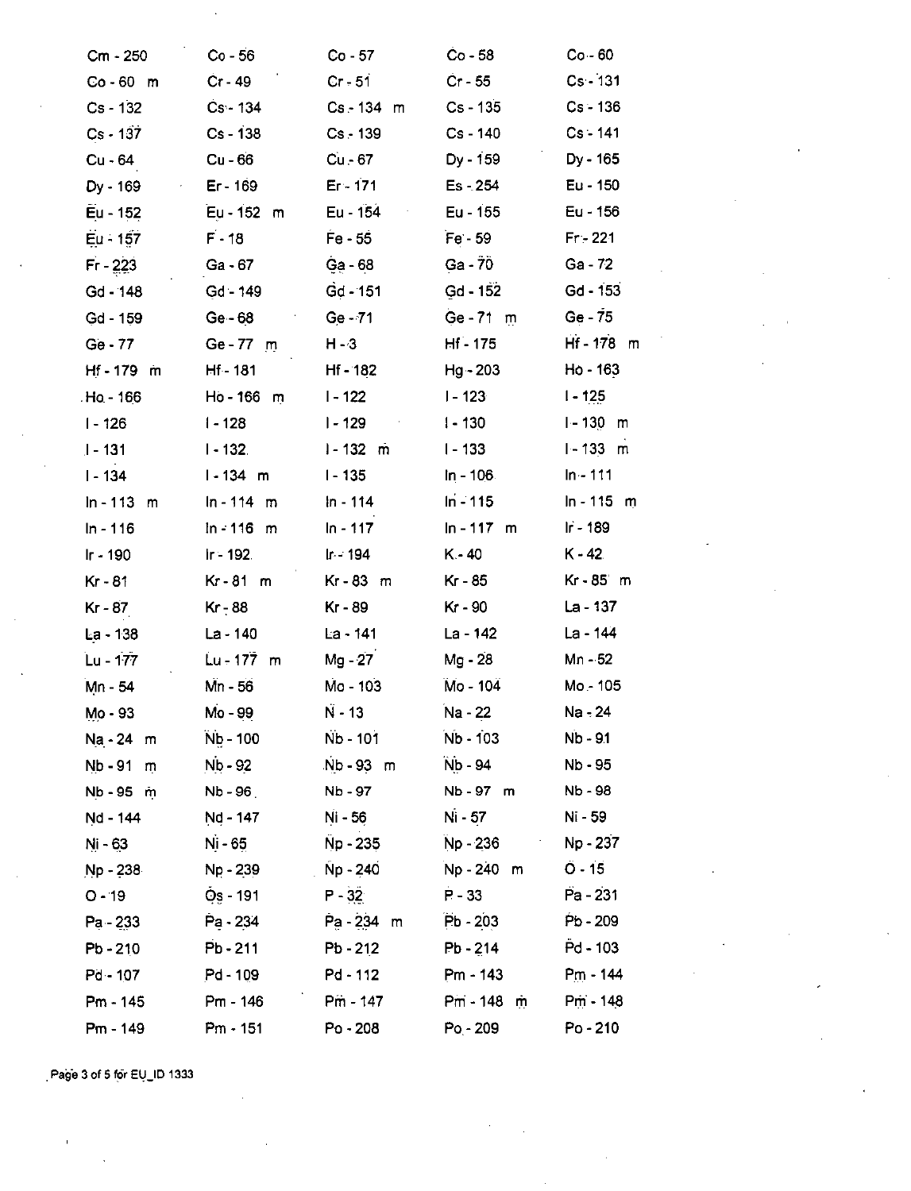| | | | | |
|---|---|---|---|---|
| Cm - 250 | Co - 56 | Co - 57 | Co - 58 | Co - 60 |
| Co - 60 m | Cr - 49 | Cr - 51 | Cr - 55 | Cs - 131 |
| Cs - 132 | Cs - 134 | Cs - 134 m | Cs - 135 | Cs - 136 |
| Cs - 137 | Cs - 138 | Cs - 139 | Cs - 140 | Cs - 141 |
| Cu - 64 | Cu - 66 | Cu - 67 | Dy - 159 | Dy - 165 |
| Dy - 169 | Er - 169 | Er - 171 | Es - 254 | Eu - 150 |
| Eu - 152 | Eu - 152 m | Eu - 154 | Eu - 155 | Eu - 156 |
| Eu - 157 | F - 18 | Fe - 55 | Fe - 59 | Fr - 221 |
| Fr - 223 | Ga - 67 | Ga - 68 | Ga - 70 | Ga - 72 |
| Gd - 148 | Gd - 149 | Gd - 151 | Gd - 152 | Gd - 153 |
| Gd - 159 | Ge - 68 | Ge - 71 | Ge - 71 m | Ge - 75 |
| Ge - 77 | Ge - 77 m | H - 3 | Hf - 175 | Hf - 178 m |
| Hf - 179 m | Hf - 181 | Hf - 182 | Hg - 203 | Ho - 163 |
| Ho - 166 | Ho - 166 m | I - 122 | I - 123 | I - 125 |
| I - 126 | I - 128 | I - 129 | I - 130 | I - 130 m |
| I - 131 | I - 132 | I - 132 m | I - 133 | I - 133 m |
| I - 134 | I - 134 m | I - 135 | In - 106 | In - 111 |
| In - 113 m | In - 114 m | In - 114 | In - 115 | In - 115 m |
| In - 116 | In - 116 m | In - 117 | In - 117 m | Ir - 189 |
| Ir - 190 | Ir - 192 | Ir - 194 | K - 40 | K - 42 |
| Kr - 81 | Kr - 81 m | Kr - 83 m | Kr - 85 | Kr - 85 m |
| Kr - 87 | Kr - 88 | Kr - 89 | Kr - 90 | La - 137 |
| La - 138 | La - 140 | La - 141 | La - 142 | La - 144 |
| Lu - 177 | Lu - 177 m | Mg - 27 | Mg - 28 | Mn - 52 |
| Mn - 54 | Mn - 56 | Mo - 103 | Mo - 104 | Mo - 105 |
| Mo - 93 | Mo - 99 | N - 13 | Na - 22 | Na - 24 |
| Na - 24 m | Nb - 100 | Nb - 101 | Nb - 103 | Nb - 91 |
| Nb - 91 m | Nb - 92 | Nb - 93 m | Nb - 94 | Nb - 95 |
| Nb - 95 m | Nb - 96 | Nb - 97 | Nb - 97 m | Nb - 98 |
| Nd - 144 | Nd - 147 | Ni - 56 | Ni - 57 | Ni - 59 |
| Ni - 63 | Ni - 65 | Np - 235 | Np - 236 | Np - 237 |
| Np - 238 | Np - 239 | Np - 240 | Np - 240 m | O - 15 |
| O - 19 | Os - 191 | P - 32 | P - 33 | Pa - 231 |
| Pa - 233 | Pa - 234 | Pa - 234 m | Pb - 203 | Pb - 209 |
| Pb - 210 | Pb - 211 | Pb - 212 | Pb - 214 | Pd - 103 |
| Pd - 107 | Pd - 109 | Pd - 112 | Pm - 143 | Pm - 144 |
| Pm - 145 | Pm - 146 | Pm - 147 | Pm - 148 m | Pm - 148 |
| Pm - 149 | Pm - 151 | Po - 208 | Po - 209 | Po - 210 |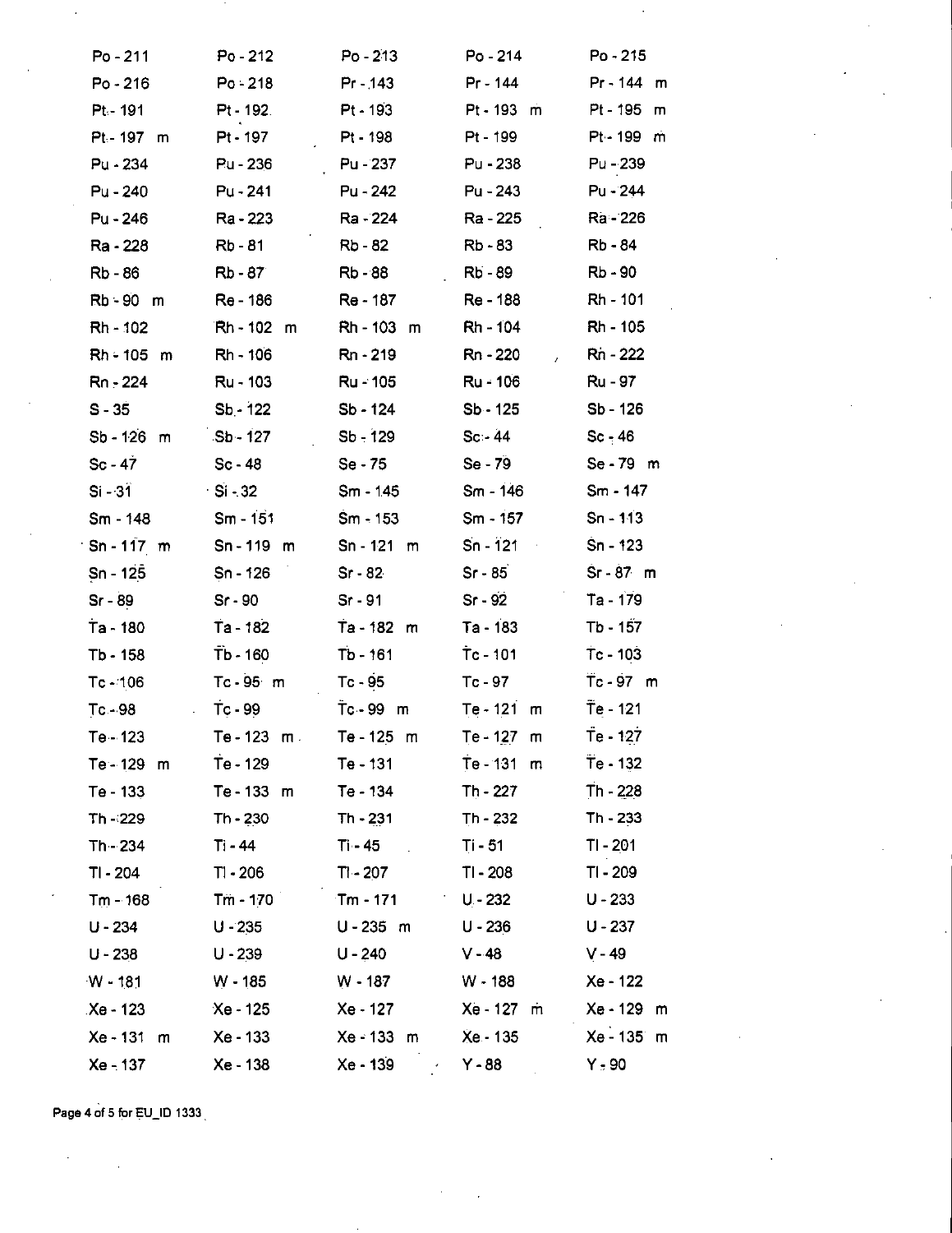| | | | | |
|---|---|---|---|---|
| Po - 211 | Po - 212 | Po - 213 | Po - 214 | Po - 215 |
| Po - 216 | Po - 218 | Pr - 143 | Pr - 144 | Pr - 144 m |
| Pt - 191 | Pt - 192 | Pt - 193 | Pt - 193 m | Pt - 195 m |
| Pt - 197 m | Pt - 197 | Pt - 198 | Pt - 199 | Pt - 199 m |
| Pu - 234 | Pu - 236 | Pu - 237 | Pu - 238 | Pu - 239 |
| Pu - 240 | Pu - 241 | Pu - 242 | Pu - 243 | Pu - 244 |
| Pu - 246 | Ra - 223 | Ra - 224 | Ra - 225 | Ra - 226 |
| Ra - 228 | Rb - 81 | Rb - 82 | Rb - 83 | Rb - 84 |
| Rb - 86 | Rb - 87 | Rb - 88 | Rb - 89 | Rb - 90 |
| Rb - 90 m | Re - 186 | Re - 187 | Re - 188 | Rh - 101 |
| Rh - 102 | Rh - 102 m | Rh - 103 m | Rh - 104 | Rh - 105 |
| Rh - 105 m | Rh - 106 | Rn - 219 | Rn - 220 | Rn - 222 |
| Rn - 224 | Ru - 103 | Ru - 105 | Ru - 106 | Ru - 97 |
| S - 35 | Sb - 122 | Sb - 124 | Sb - 125 | Sb - 126 |
| Sb - 126 m | Sb - 127 | Sb - 129 | Sc - 44 | Sc - 46 |
| Sc - 47 | Sc - 48 | Se - 75 | Se - 79 | Se - 79 m |
| Si - 31 | Si - 32 | Sm - 145 | Sm - 146 | Sm - 147 |
| Sm - 148 | Sm - 151 | Sm - 153 | Sm - 157 | Sn - 113 |
| Sn - 117 m | Sn - 119 m | Sn - 121 m | Sn - 121 | Sn - 123 |
| Sn - 125 | Sn - 126 | Sr - 82 | Sr - 85 | Sr - 87 m |
| Sr - 89 | Sr - 90 | Sr - 91 | Sr - 92 | Ta - 179 |
| Ta - 180 | Ta - 182 | Ta - 182 m | Ta - 183 | Tb - 157 |
| Tb - 158 | Tb - 160 | Tb - 161 | Tc - 101 | Tc - 103 |
| Tc - 106 | Tc - 95 m | Tc - 95 | Tc - 97 | Tc - 97 m |
| Tc - 98 | Tc - 99 | Tc - 99 m | Te - 121 m | Te - 121 |
| Te - 123 | Te - 123 m | Te - 125 m | Te - 127 m | Te - 127 |
| Te - 129 m | Te - 129 | Te - 131 | Te - 131 m | Te - 132 |
| Te - 133 | Te - 133 m | Te - 134 | Th - 227 | Th - 228 |
| Th - 229 | Th - 230 | Th - 231 | Th - 232 | Th - 233 |
| Th - 234 | Ti - 44 | Ti - 45 | Ti - 51 | Tl - 201 |
| Tl - 204 | Tl - 206 | Tl - 207 | Tl - 208 | Tl - 209 |
| Tm - 168 | Tm - 170 | Tm - 171 | U - 232 | U - 233 |
| U - 234 | U - 235 | U - 235 m | U - 236 | U - 237 |
| U - 238 | U - 239 | U - 240 | V - 48 | V - 49 |
| W - 181 | W - 185 | W - 187 | W - 188 | Xe - 122 |
| Xe - 123 | Xe - 125 | Xe - 127 | Xe - 127 m | Xe - 129 m |
| Xe - 131 m | Xe - 133 | Xe - 133 m | Xe - 135 | Xe - 135 m |
| Xe - 137 | Xe - 138 | Xe - 139 | Y - 88 | Y - 90 |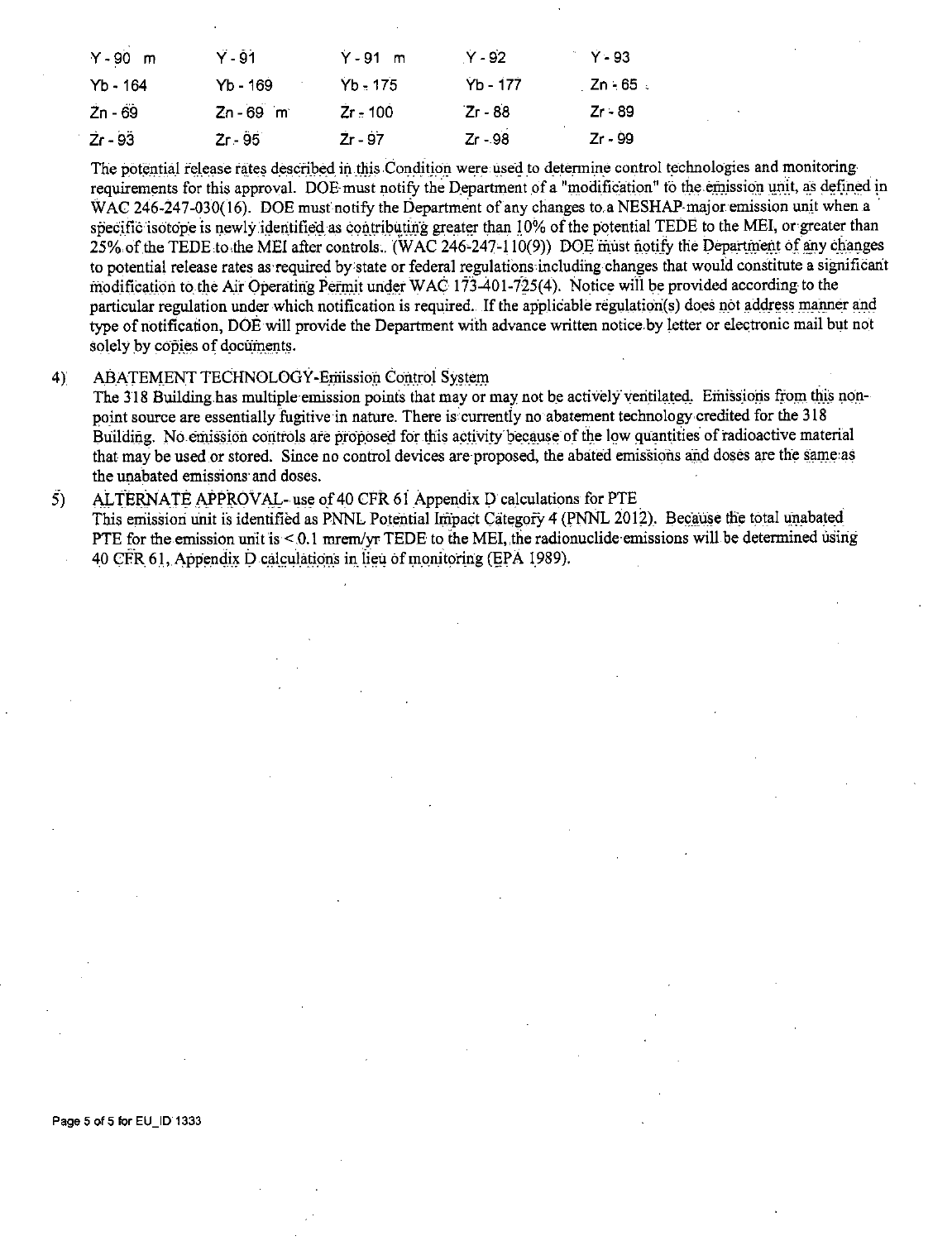| | | | | |
|---|---|---|---|---|
| Y - 90 m | Y - 91 | Y - 91 m | Y - 92 | Y - 93 |
| Yb - 164 | Yb - 169 | Yb - 175 | Yb - 177 | Zn - 65 |
| Zn - 69 | Zn - 69 m | Zr - 100 | Zr - 88 | Zr - 89 |
| Zr - 93 | Zr - 95 | Zr - 97 | Zr - 98 | Zr - 99 |

The potential release rates described in this Condition were used to determine control technologies and monitoring requirements for this approval. DOE must notify the Department of a "modification" to the emission unit, as defined in WAC 246-247-030(16). DOE must notify the Department of any changes to a NESHAP-major emission unit when a specific isotope is newly identified as contributing greater than 10% of the potential TEDE to the MEI, or greater than 25% of the TEDE to the MEI after controls. (WAC 246-247-110(9)) DOE must notify the Department of any changes to potential release rates as required by state or federal regulations including changes that would constitute a significant modification to the Air Operating Permit under WAC 173-401-725(4). Notice will be provided according to the particular regulation under which notification is required. If the applicable regulation(s) does not address manner and type of notification, DOE will provide the Department with advance written notice by letter or electronic mail but not solely by copies of documents.

4) ABATEMENT TECHNOLOGY-Emission Control System
The 318 Building has multiple emission points that may or may not be actively ventilated. Emissions from this non-point source are essentially fugitive in nature. There is currently no abatement technology credited for the 318 Building. No emission controls are proposed for this activity because of the low quantities of radioactive material that may be used or stored. Since no control devices are proposed, the abated emissions and doses are the same as the unabated emissions and doses.

5) ALTERNATE APPROVAL- use of 40 CFR 61 Appendix D calculations for PTE
This emission unit is identified as PNNL Potential Impact Category 4 (PNNL 2012). Because the total unabated PTE for the emission unit is < 0.1 mrem/yr TEDE to the MEI, the radionuclide emissions will be determined using 40 CFR 61, Appendix D calculations in lieu of monitoring (EPA 1989).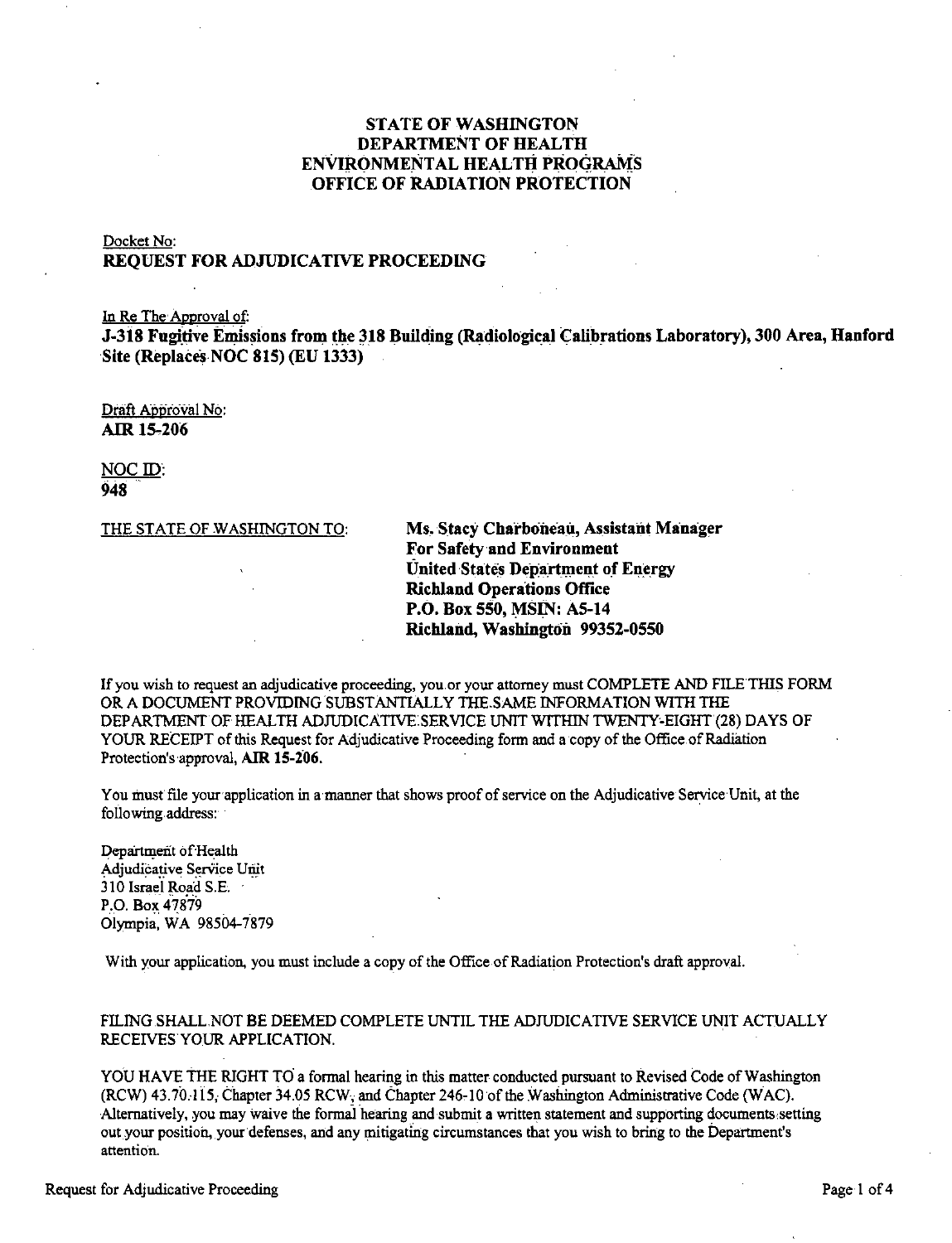**STATE OF WASHINGTON**
**DEPARTMENT OF HEALTH**
**ENVIRONMENTAL HEALTH PROGRAMS**
**OFFICE OF RADIATION PROTECTION**

Docket No:
**REQUEST FOR ADJUDICATIVE PROCEEDING**

In Re The Approval of:
**J-318 Fugitive Emissions from the 318 Building (Radiological Calibrations Laboratory), 300 Area, Hanford Site (Replaces NOC 815) (EU 1333)**

Draft Approval No:
**AIR 15-206**

NOC ID:
**948**

THE STATE OF WASHINGTON TO:

**Ms. Stacy Charboneau, Assistant Manager**
**For Safety and Environment**
**United States Department of Energy**
**Richland Operations Office**
**P.O. Box 550, MSIN: A5-14**
**Richland, Washington 99352-0550**

If you wish to request an adjudicative proceeding, you or your attorney must COMPLETE AND FILE THIS FORM OR A DOCUMENT PROVIDING SUBSTANTIALLY THE SAME INFORMATION WITH THE DEPARTMENT OF HEALTH ADJUDICATIVE SERVICE UNIT WITHIN TWENTY-EIGHT (28) DAYS OF YOUR RECEIPT of this Request for Adjudicative Proceeding form and a copy of the Office of Radiation Protection's approval, **AIR 15-206.**

You must file your application in a manner that shows proof of service on the Adjudicative Service Unit, at the following address:

Department of Health
Adjudicative Service Unit
310 Israel Road S.E.
P.O. Box 47879
Olympia, WA 98504-7879

With your application, you must include a copy of the Office of Radiation Protection's draft approval.

FILING SHALL NOT BE DEEMED COMPLETE UNTIL THE ADJUDICATIVE SERVICE UNIT ACTUALLY RECEIVES YOUR APPLICATION.

YOU HAVE THE RIGHT TO a formal hearing in this matter conducted pursuant to Revised Code of Washington (RCW) 43.70.115, Chapter 34.05 RCW, and Chapter 246-10 of the Washington Administrative Code (WAC). Alternatively, you may waive the formal hearing and submit a written statement and supporting documents setting out your position, your defenses, and any mitigating circumstances that you wish to bring to the Department's attention.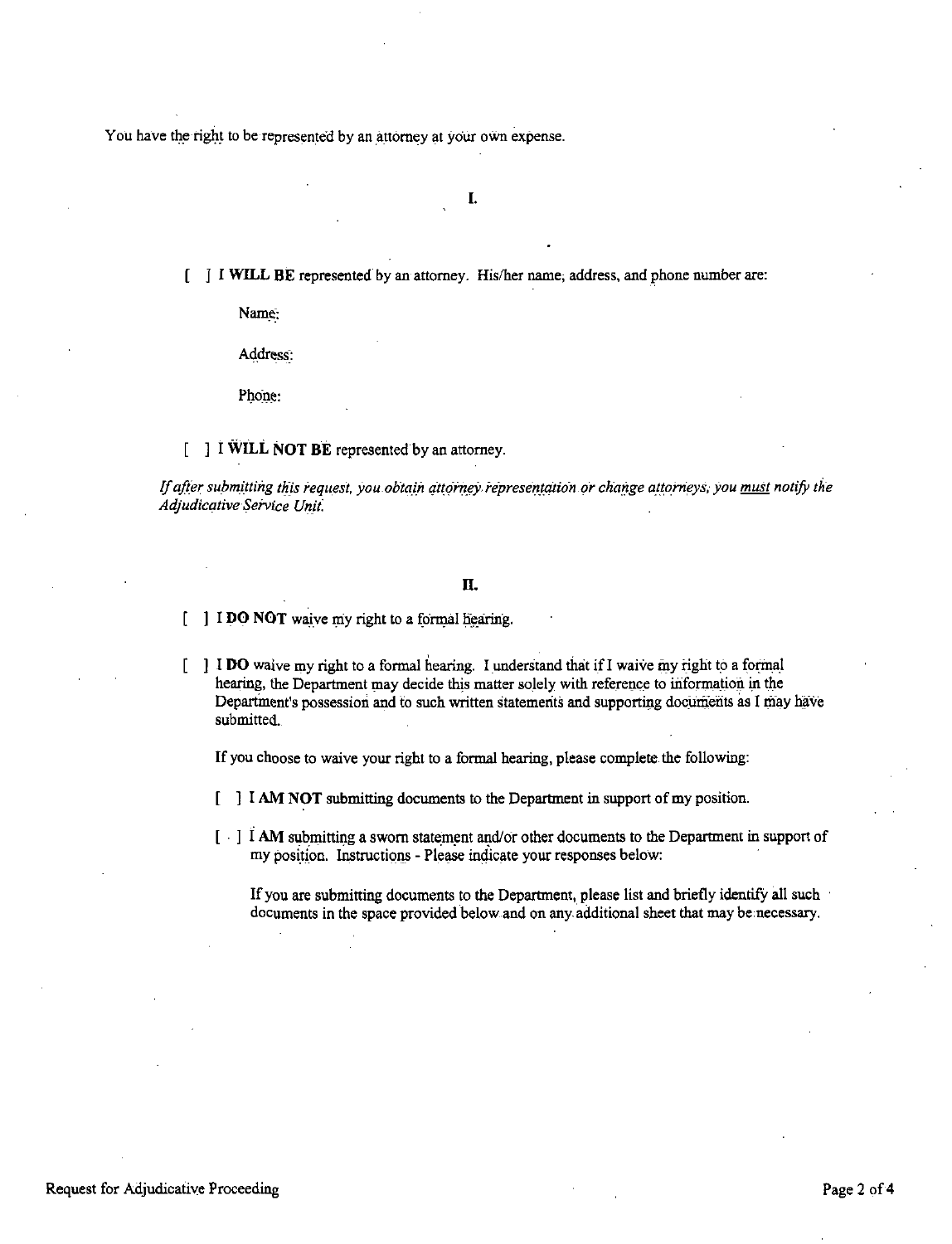You have the right to be represented by an attorney at your own expense.

## I.

[ ] **I WILL BE** represented by an attorney. His/her name, address, and phone number are:

Name:

Address:

Phone:

[ ] **I WILL NOT BE** represented by an attorney.

*If after submitting this request, you obtain attorney representation or change attorneys, you* ***must*** *notify the Adjudicative Service Unit.*

## II.

[ ] **I DO NOT** waive my right to a formal hearing.

[ ] **I DO** waive my right to a formal hearing. I understand that if I waive my right to a formal hearing, the Department may decide this matter solely with reference to information in the Department's possession and to such written statements and supporting documents as I may have submitted.

If you choose to waive your right to a formal hearing, please complete the following:

[ ] **I AM NOT** submitting documents to the Department in support of my position.

[ ] **I AM** submitting a sworn statement and/or other documents to the Department in support of my position. Instructions - Please indicate your responses below:

If you are submitting documents to the Department, please list and briefly identify all such documents in the space provided below and on any additional sheet that may be necessary.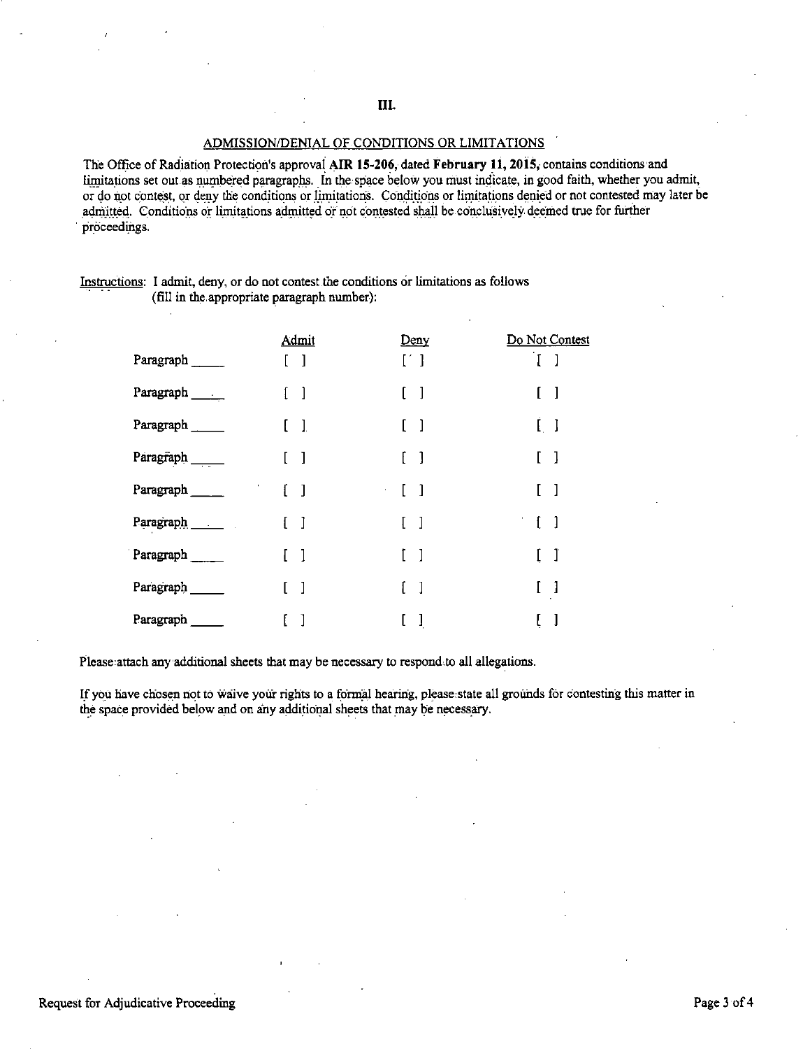## III.

### ADMISSION/DENIAL OF CONDITIONS OR LIMITATIONS

The Office of Radiation Protection's approval **AIR 15-206**, dated **February 11, 2015**, contains conditions and limitations set out as numbered paragraphs. In the space below you must indicate, in good faith, whether you admit, or do not contest, or deny the conditions or limitations. Conditions or limitations denied or not contested may later be admitted. Conditions or limitations admitted or not contested shall be conclusively deemed true for further proceedings.

Instructions: I admit, deny, or do not contest the conditions or limitations as follows (fill in the appropriate paragraph number):

| | Admit | Deny | Do Not Contest |
|---|---|---|---|
| Paragraph _____ | [ ] | [ ] | [ ] |
| Paragraph _____ | [ ] | [ ] | [ ] |
| Paragraph _____ | [ ] | [ ] | [ ] |
| Paragraph _____ | [ ] | [ ] | [ ] |
| Paragraph _____ | [ ] | [ ] | [ ] |
| Paragraph _____ | [ ] | [ ] | [ ] |
| Paragraph _____ | [ ] | [ ] | [ ] |
| Paragraph _____ | [ ] | [ ] | [ ] |
| Paragraph _____ | [ ] | [ ] | [ ] |

Please attach any additional sheets that may be necessary to respond to all allegations.

If you have chosen not to waive your rights to a formal hearing, please state all grounds for contesting this matter in the space provided below and on any additional sheets that may be necessary.

Request for Adjudicative Proceeding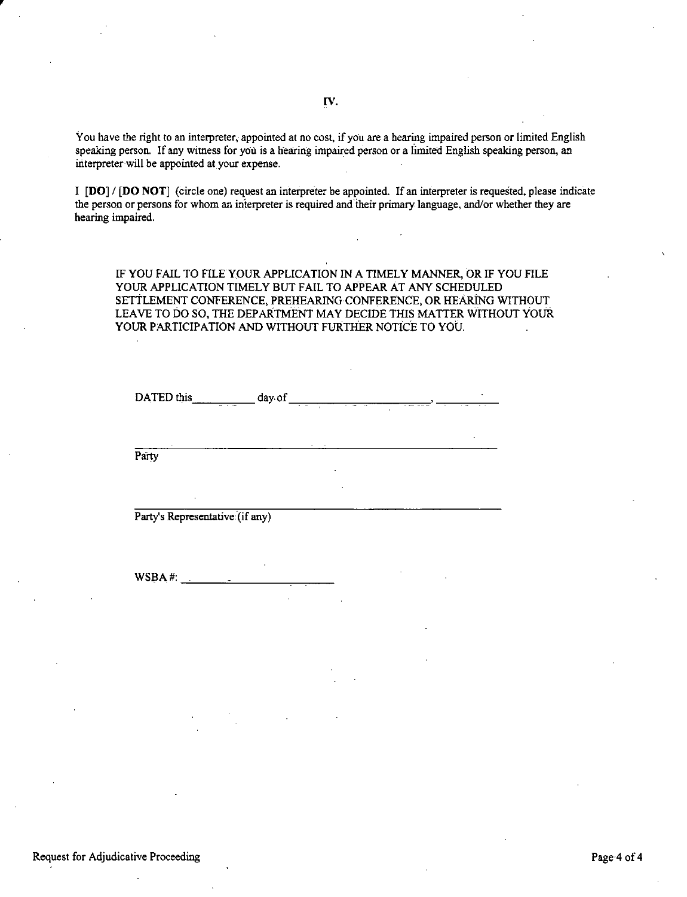# IV.

You have the right to an interpreter, appointed at no cost, if you are a hearing impaired person or limited English speaking person. If any witness for you is a hearing impaired person or a limited English speaking person, an interpreter will be appointed at your expense.

I **[DO]** / **[DO NOT]** (circle one) request an interpreter be appointed. If an interpreter is requested, please indicate the person or persons for whom an interpreter is required and their primary language, and/or whether they are hearing impaired.

IF YOU FAIL TO FILE YOUR APPLICATION IN A TIMELY MANNER, OR IF YOU FILE YOUR APPLICATION TIMELY BUT FAIL TO APPEAR AT ANY SCHEDULED SETTLEMENT CONFERENCE, PREHEARING CONFERENCE, OR HEARING WITHOUT LEAVE TO DO SO, THE DEPARTMENT MAY DECIDE THIS MATTER WITHOUT YOUR YOUR PARTICIPATION AND WITHOUT FURTHER NOTICE TO YOU.

DATED this __________ day of ______________________, __________

_______________________________________________
Party

_______________________________________________
Party's Representative (if any)

WSBA #: ____________________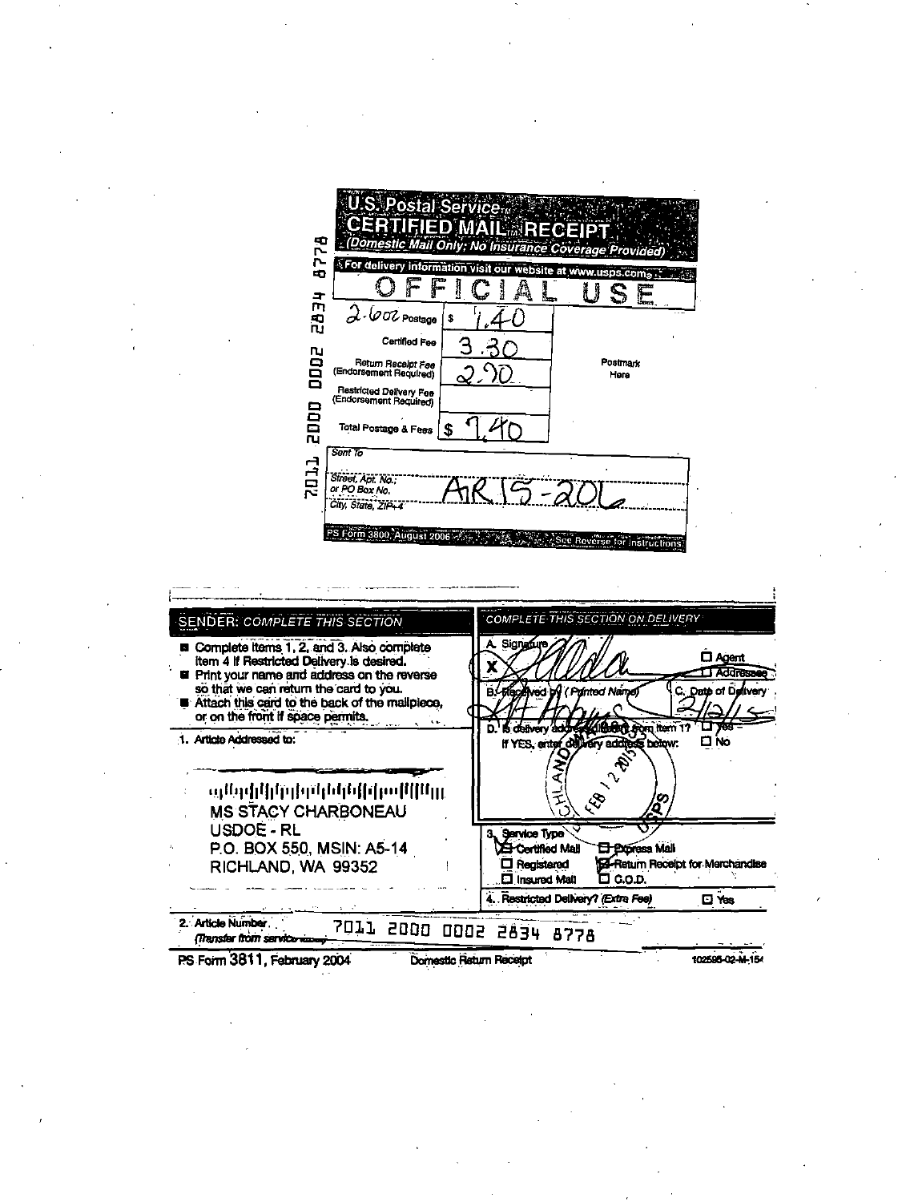**U.S. Postal Service™**
**CERTIFIED MAIL™ RECEIPT**
*(Domestic Mail Only; No Insurance Coverage Provided)*

For delivery information visit our website at www.usps.com®

OFFICIAL USE

7011 2000 0002 2834 8778

| | | |
|---|---|---|
| 2.602 Postage | $ 1.40 | Postmark Here |
| Certified Fee | 3.30 | |
| Return Receipt Fee (Endorsement Required) | 2.70 | |
| Restricted Delivery Fee (Endorsement Required) | | |
| Total Postage & Fees | $ 7.40 | |

Sent To

Street, Apt. No., or PO Box No. AR15-206

City, State, ZIP+4

PS Form 3800, August 2006 See Reverse for Instructions

---

**SENDER: COMPLETE THIS SECTION**

- Complete items 1, 2, and 3. Also complete item 4 if Restricted Delivery is desired.
- Print your name and address on the reverse so that we can return the card to you.
- Attach this card to the back of the mailpiece, or on the front if space permits.

1. Article Addressed to:

MS STACY CHARBONEAU
USDOE - RL
P.O. BOX 550, MSIN: A5-14
RICHLAND, WA 99352

**COMPLETE THIS SECTION ON DELIVERY**

A. Signature
X [signature] ☐ Agent ☐ Addressee

B. Received by (Printed Name) [handwritten]  C. Date of Delivery 2/12/15

D. Is delivery address different from item 1? ☐ Yes
If YES, enter delivery address below: ☐ No

RICHLAND FEB 12 2015 USPS

3. Service Type
☒ Certified Mail ☐ Express Mail
☐ Registered ☒ Return Receipt for Merchandise
☐ Insured Mail ☐ C.O.D.

4. Restricted Delivery? (Extra Fee) ☐ Yes

2. Article Number (Transfer from service label) 7011 2000 0002 2834 8778

PS Form 3811, February 2004 Domestic Return Receipt 102595-02-M-154